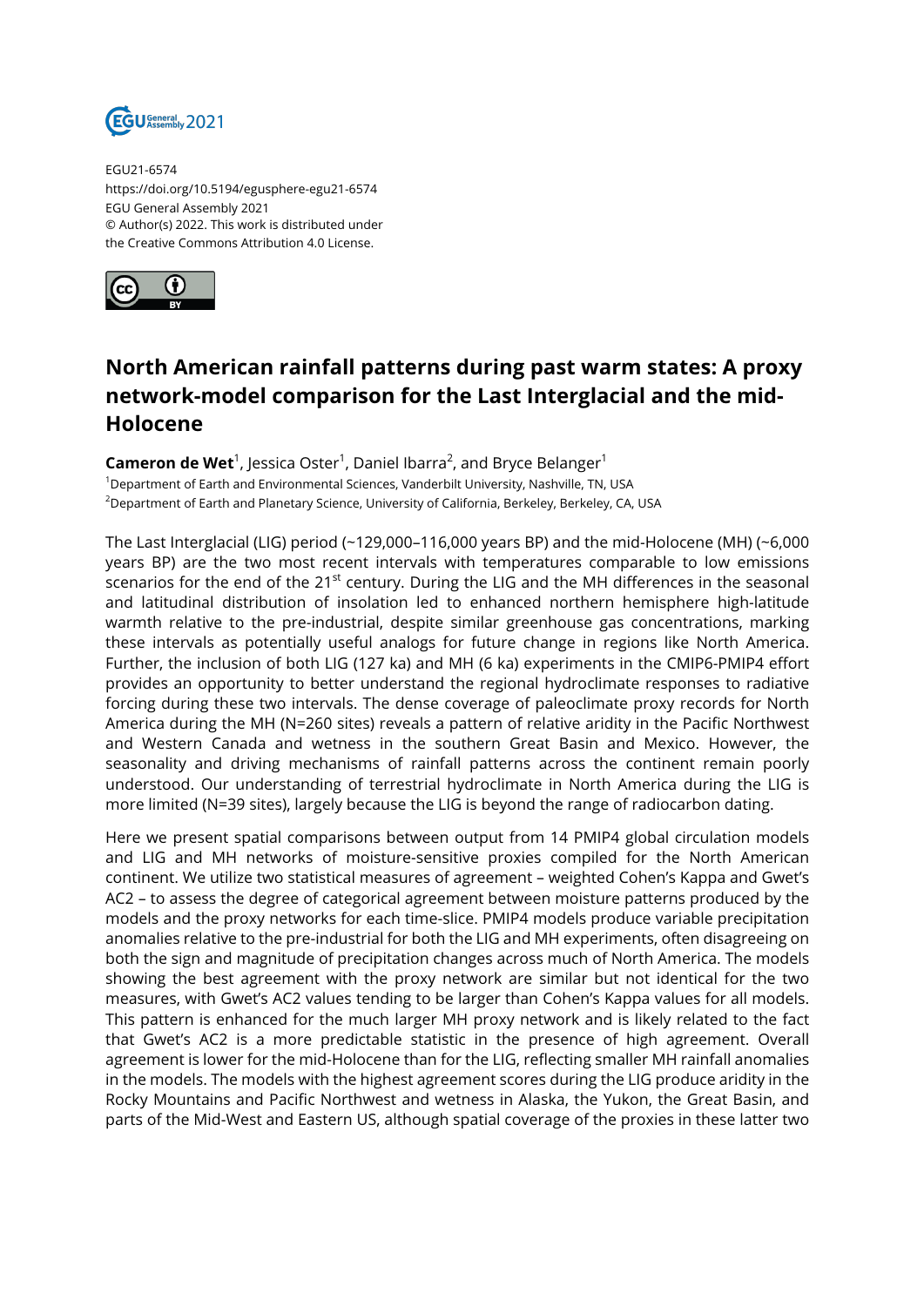EGU21-6574
https://doi.org/10.5194/egusphere-egu21-6574
EGU General Assembly 2021
© Author(s) 2022. This work is distributed under
the Creative Commons Attribution 4.0 License.

# North American rainfall patterns during past warm states: A proxy network-model comparison for the Last Interglacial and the mid-Holocene

**Cameron de Wet**[1], Jessica Oster[1], Daniel Ibarra[2], and Bryce Belanger[1]

[1]Department of Earth and Environmental Sciences, Vanderbilt University, Nashville, TN, USA
[2]Department of Earth and Planetary Science, University of California, Berkeley, Berkeley, CA, USA

The Last Interglacial (LIG) period (~129,000–116,000 years BP) and the mid-Holocene (MH) (~6,000 years BP) are the two most recent intervals with temperatures comparable to low emissions scenarios for the end of the 21$^{st}$ century. During the LIG and the MH differences in the seasonal and latitudinal distribution of insolation led to enhanced northern hemisphere high-latitude warmth relative to the pre-industrial, despite similar greenhouse gas concentrations, marking these intervals as potentially useful analogs for future change in regions like North America. Further, the inclusion of both LIG (127 ka) and MH (6 ka) experiments in the CMIP6-PMIP4 effort provides an opportunity to better understand the regional hydroclimate responses to radiative forcing during these two intervals. The dense coverage of paleoclimate proxy records for North America during the MH (N=260 sites) reveals a pattern of relative aridity in the Pacific Northwest and Western Canada and wetness in the southern Great Basin and Mexico. However, the seasonality and driving mechanisms of rainfall patterns across the continent remain poorly understood. Our understanding of terrestrial hydroclimate in North America during the LIG is more limited (N=39 sites), largely because the LIG is beyond the range of radiocarbon dating.

Here we present spatial comparisons between output from 14 PMIP4 global circulation models and LIG and MH networks of moisture-sensitive proxies compiled for the North American continent. We utilize two statistical measures of agreement – weighted Cohen's Kappa and Gwet's AC2 – to assess the degree of categorical agreement between moisture patterns produced by the models and the proxy networks for each time-slice. PMIP4 models produce variable precipitation anomalies relative to the pre-industrial for both the LIG and MH experiments, often disagreeing on both the sign and magnitude of precipitation changes across much of North America. The models showing the best agreement with the proxy network are similar but not identical for the two measures, with Gwet's AC2 values tending to be larger than Cohen's Kappa values for all models. This pattern is enhanced for the much larger MH proxy network and is likely related to the fact that Gwet's AC2 is a more predictable statistic in the presence of high agreement. Overall agreement is lower for the mid-Holocene than for the LIG, reflecting smaller MH rainfall anomalies in the models. The models with the highest agreement scores during the LIG produce aridity in the Rocky Mountains and Pacific Northwest and wetness in Alaska, the Yukon, the Great Basin, and parts of the Mid-West and Eastern US, although spatial coverage of the proxies in these latter two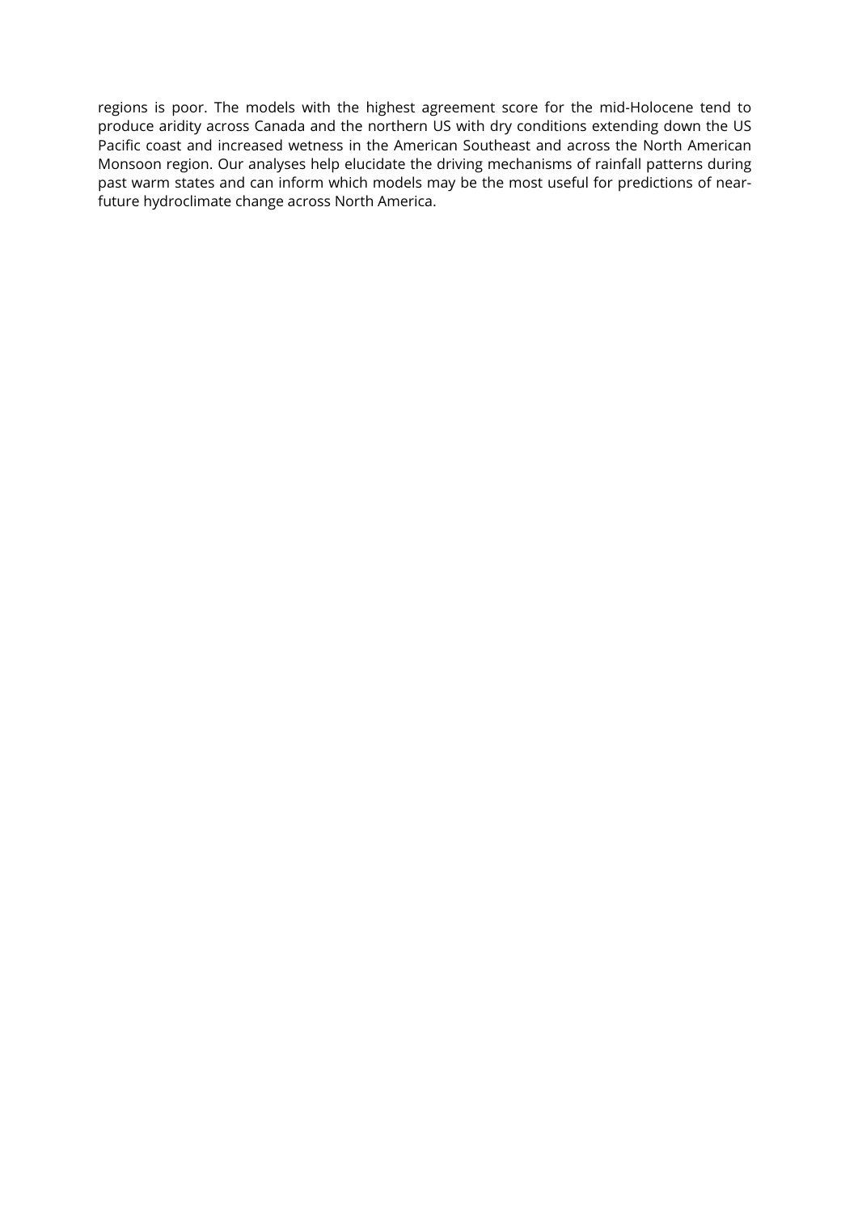regions is poor. The models with the highest agreement score for the mid-Holocene tend to produce aridity across Canada and the northern US with dry conditions extending down the US Pacific coast and increased wetness in the American Southeast and across the North American Monsoon region. Our analyses help elucidate the driving mechanisms of rainfall patterns during past warm states and can inform which models may be the most useful for predictions of near-future hydroclimate change across North America.